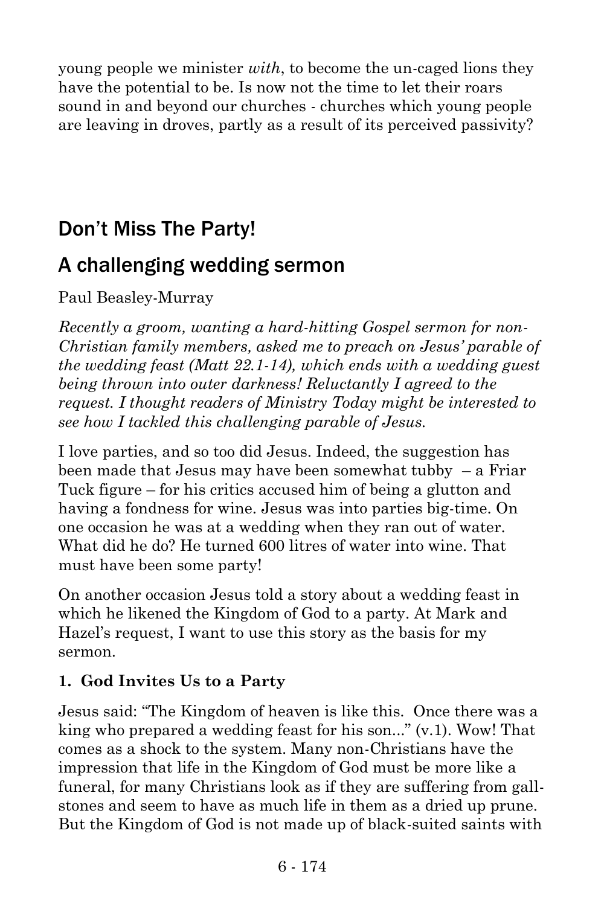young people we minister *with*, to become the un-caged lions they have the potential to be. Is now not the time to let their roars sound in and beyond our churches - churches which young people are leaving in droves, partly as a result of its perceived passivity?

## Don't Miss The Party!

## A challenging wedding sermon

Paul Beasley-Murray

*Recently a groom, wanting a hard-hitting Gospel sermon for non-Christian family members, asked me to preach on Jesus' parable of the wedding feast (Matt 22.1-14), which ends with a wedding guest being thrown into outer darkness! Reluctantly I agreed to the request. I thought readers of Ministry Today might be interested to see how I tackled this challenging parable of Jesus.*

I love parties, and so too did Jesus. Indeed, the suggestion has been made that Jesus may have been somewhat tubby – a Friar Tuck figure – for his critics accused him of being a glutton and having a fondness for wine. Jesus was into parties big-time. On one occasion he was at a wedding when they ran out of water. What did he do? He turned 600 litres of water into wine. That must have been some party!

On another occasion Jesus told a story about a wedding feast in which he likened the Kingdom of God to a party. At Mark and Hazel's request, I want to use this story as the basis for my sermon.

**1. God Invites Us to a Party**

Jesus said: "The Kingdom of heaven is like this. Once there was a king who prepared a wedding feast for his son..." (v.1). Wow! That comes as a shock to the system. Many non-Christians have the impression that life in the Kingdom of God must be more like a funeral, for many Christians look as if they are suffering from gall-stones and seem to have as much life in them as a dried up prune. But the Kingdom of God is not made up of black-suited saints with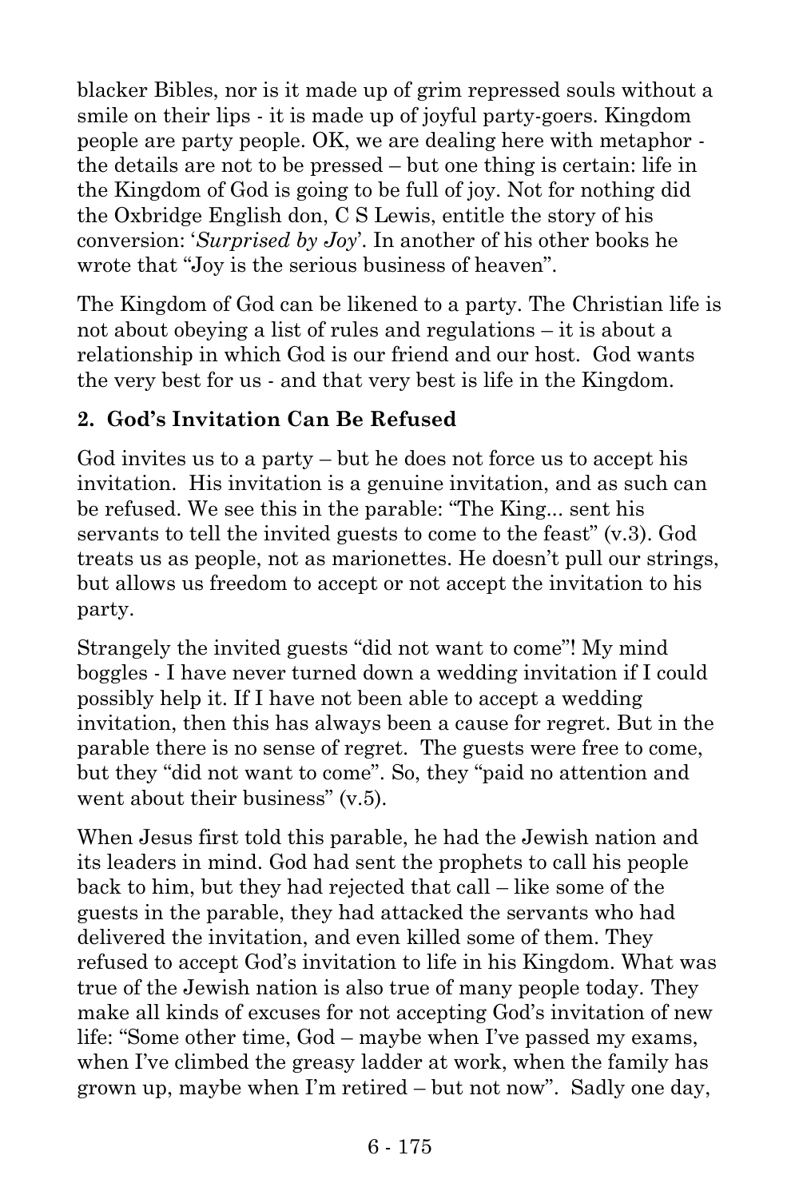blacker Bibles, nor is it made up of grim repressed souls without a smile on their lips - it is made up of joyful party-goers. Kingdom people are party people. OK, we are dealing here with metaphor - the details are not to be pressed – but one thing is certain: life in the Kingdom of God is going to be full of joy. Not for nothing did the Oxbridge English don, C S Lewis, entitle the story of his conversion: '*Surprised by Joy*'. In another of his other books he wrote that "Joy is the serious business of heaven".

The Kingdom of God can be likened to a party. The Christian life is not about obeying a list of rules and regulations – it is about a relationship in which God is our friend and our host. God wants the very best for us - and that very best is life in the Kingdom.

**2. God's Invitation Can Be Refused**

God invites us to a party – but he does not force us to accept his invitation. His invitation is a genuine invitation, and as such can be refused. We see this in the parable: "The King... sent his servants to tell the invited guests to come to the feast" (v.3). God treats us as people, not as marionettes. He doesn't pull our strings, but allows us freedom to accept or not accept the invitation to his party.

Strangely the invited guests "did not want to come"! My mind boggles - I have never turned down a wedding invitation if I could possibly help it. If I have not been able to accept a wedding invitation, then this has always been a cause for regret. But in the parable there is no sense of regret. The guests were free to come, but they "did not want to come". So, they "paid no attention and went about their business" (v.5).

When Jesus first told this parable, he had the Jewish nation and its leaders in mind. God had sent the prophets to call his people back to him, but they had rejected that call – like some of the guests in the parable, they had attacked the servants who had delivered the invitation, and even killed some of them. They refused to accept God's invitation to life in his Kingdom. What was true of the Jewish nation is also true of many people today. They make all kinds of excuses for not accepting God's invitation of new life: "Some other time, God – maybe when I've passed my exams, when I've climbed the greasy ladder at work, when the family has grown up, maybe when I'm retired – but not now". Sadly one day,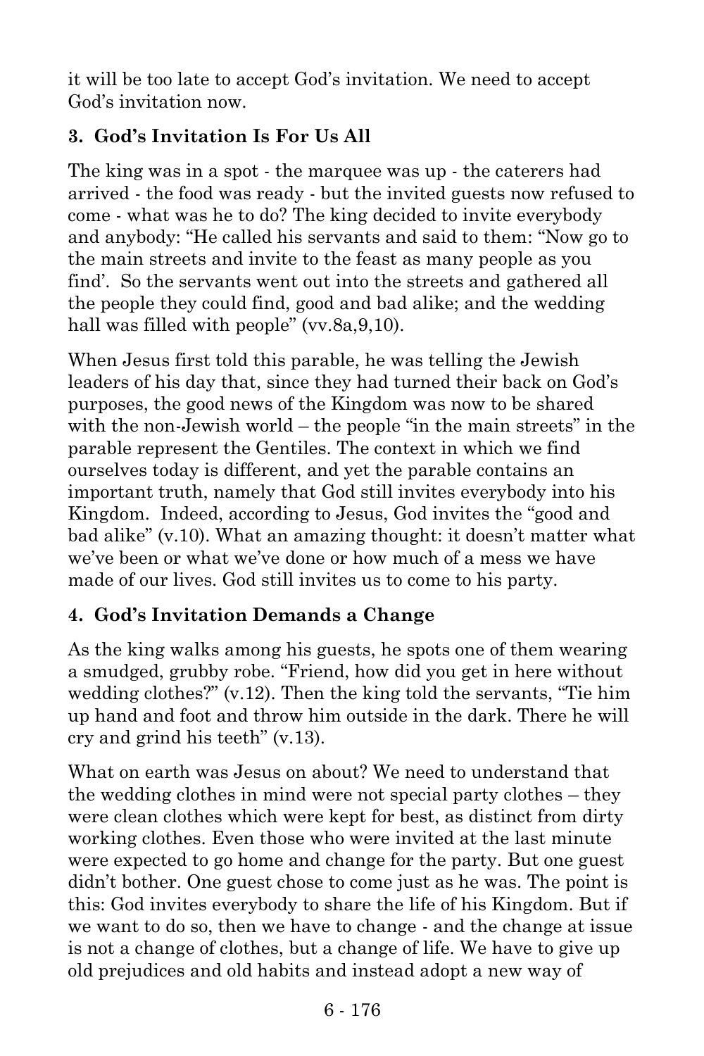it will be too late to accept God's invitation. We need to accept God's invitation now.

### 3. God's Invitation Is For Us All

The king was in a spot - the marquee was up - the caterers had arrived - the food was ready - but the invited guests now refused to come - what was he to do? The king decided to invite everybody and anybody: "He called his servants and said to them: "Now go to the main streets and invite to the feast as many people as you find'. So the servants went out into the streets and gathered all the people they could find, good and bad alike; and the wedding hall was filled with people" (vv.8a,9,10).

When Jesus first told this parable, he was telling the Jewish leaders of his day that, since they had turned their back on God's purposes, the good news of the Kingdom was now to be shared with the non-Jewish world – the people "in the main streets" in the parable represent the Gentiles. The context in which we find ourselves today is different, and yet the parable contains an important truth, namely that God still invites everybody into his Kingdom. Indeed, according to Jesus, God invites the "good and bad alike" (v.10). What an amazing thought: it doesn't matter what we've been or what we've done or how much of a mess we have made of our lives. God still invites us to come to his party.

### 4. God's Invitation Demands a Change

As the king walks among his guests, he spots one of them wearing a smudged, grubby robe. "Friend, how did you get in here without wedding clothes?" (v.12). Then the king told the servants, "Tie him up hand and foot and throw him outside in the dark. There he will cry and grind his teeth" (v.13).

What on earth was Jesus on about? We need to understand that the wedding clothes in mind were not special party clothes – they were clean clothes which were kept for best, as distinct from dirty working clothes. Even those who were invited at the last minute were expected to go home and change for the party. But one guest didn't bother. One guest chose to come just as he was. The point is this: God invites everybody to share the life of his Kingdom. But if we want to do so, then we have to change - and the change at issue is not a change of clothes, but a change of life. We have to give up old prejudices and old habits and instead adopt a new way of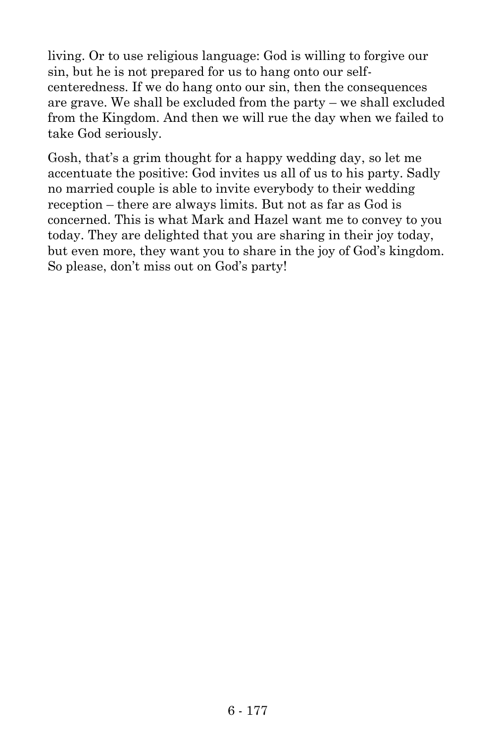living. Or to use religious language: God is willing to forgive our sin, but he is not prepared for us to hang onto our self-centeredness. If we do hang onto our sin, then the consequences are grave. We shall be excluded from the party – we shall excluded from the Kingdom. And then we will rue the day when we failed to take God seriously.

Gosh, that's a grim thought for a happy wedding day, so let me accentuate the positive: God invites us all of us to his party. Sadly no married couple is able to invite everybody to their wedding reception – there are always limits. But not as far as God is concerned. This is what Mark and Hazel want me to convey to you today. They are delighted that you are sharing in their joy today, but even more, they want you to share in the joy of God's kingdom. So please, don't miss out on God's party!